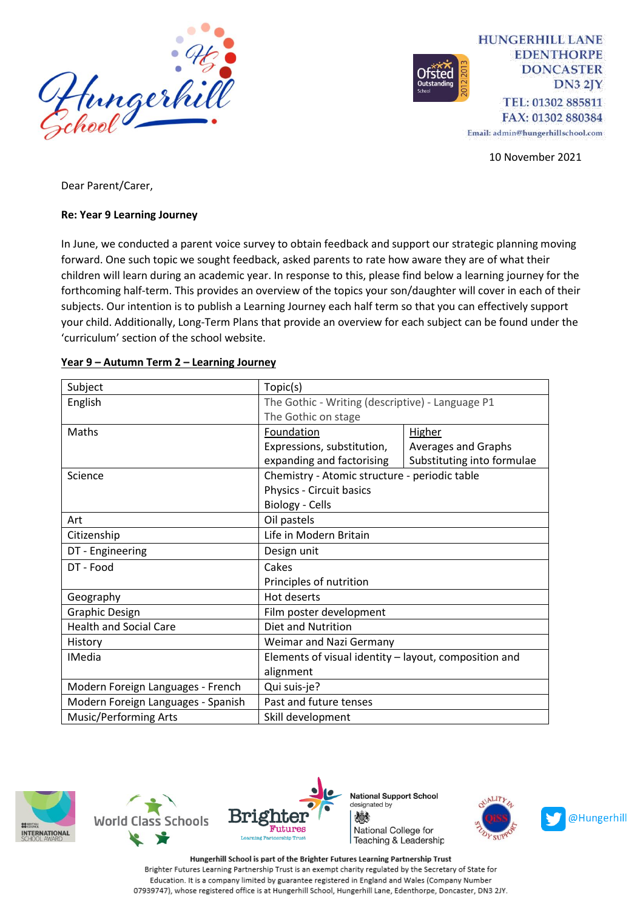HUNGERHILL LANE
EDENTHORPE
DONCASTER
DN3 2JY
TEL: 01302 885811
FAX: 01302 880384
Email: admin@hungerhillschool.com

10 November 2021

Dear Parent/Carer,

**Re: Year 9 Learning Journey**

In June, we conducted a parent voice survey to obtain feedback and support our strategic planning moving forward. One such topic we sought feedback, asked parents to rate how aware they are of what their children will learn during an academic year. In response to this, please find below a learning journey for the forthcoming half-term. This provides an overview of the topics your son/daughter will cover in each of their subjects. Our intention is to publish a Learning Journey each half term so that you can effectively support your child. Additionally, Long-Term Plans that provide an overview for each subject can be found under the 'curriculum' section of the school website.

**Year 9 – Autumn Term 2 – Learning Journey**

| Subject | Topic(s) | |
|---|---|---|
| English | The Gothic - Writing (descriptive) - Language P1<br>The Gothic on stage | |
| Maths | Foundation<br>Expressions, substitution, expanding and factorising | Higher<br>Averages and Graphs<br>Substituting into formulae |
| Science | Chemistry - Atomic structure - periodic table<br>Physics - Circuit basics<br>Biology - Cells | |
| Art | Oil pastels | |
| Citizenship | Life in Modern Britain | |
| DT - Engineering | Design unit | |
| DT - Food | Cakes<br>Principles of nutrition | |
| Geography | Hot deserts | |
| Graphic Design | Film poster development | |
| Health and Social Care | Diet and Nutrition | |
| History | Weimar and Nazi Germany | |
| IMedia | Elements of visual identity – layout, composition and alignment | |
| Modern Foreign Languages - French | Qui suis-je? | |
| Modern Foreign Languages - Spanish | Past and future tenses | |
| Music/Performing Arts | Skill development | |

Hungerhill School is part of the Brighter Futures Learning Partnership Trust
Brighter Futures Learning Partnership Trust is an exempt charity regulated by the Secretary of State for Education. It is a company limited by guarantee registered in England and Wales (Company Number 07939747), whose registered office is at Hungerhill School, Hungerhill Lane, Edenthorpe, Doncaster, DN3 2JY.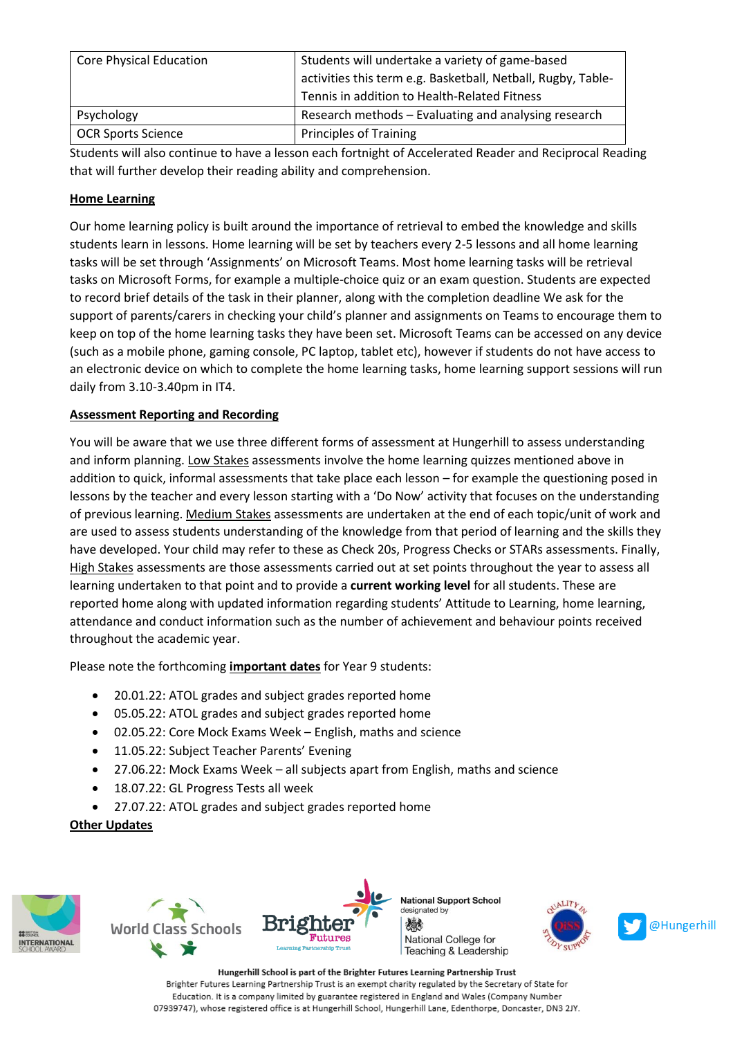| Core Physical Education | Students will undertake a variety of game-based activities this term e.g. Basketball, Netball, Rugby, Table-Tennis in addition to Health-Related Fitness |
|---|---|
| Psychology | Research methods – Evaluating and analysing research |
| OCR Sports Science | Principles of Training |

Students will also continue to have a lesson each fortnight of Accelerated Reader and Reciprocal Reading that will further develop their reading ability and comprehension.

**Home Learning**

Our home learning policy is built around the importance of retrieval to embed the knowledge and skills students learn in lessons. Home learning will be set by teachers every 2-5 lessons and all home learning tasks will be set through 'Assignments' on Microsoft Teams. Most home learning tasks will be retrieval tasks on Microsoft Forms, for example a multiple-choice quiz or an exam question. Students are expected to record brief details of the task in their planner, along with the completion deadline We ask for the support of parents/carers in checking your child's planner and assignments on Teams to encourage them to keep on top of the home learning tasks they have been set. Microsoft Teams can be accessed on any device (such as a mobile phone, gaming console, PC laptop, tablet etc), however if students do not have access to an electronic device on which to complete the home learning tasks, home learning support sessions will run daily from 3.10-3.40pm in IT4.

**Assessment Reporting and Recording**

You will be aware that we use three different forms of assessment at Hungerhill to assess understanding and inform planning. Low Stakes assessments involve the home learning quizzes mentioned above in addition to quick, informal assessments that take place each lesson – for example the questioning posed in lessons by the teacher and every lesson starting with a 'Do Now' activity that focuses on the understanding of previous learning. Medium Stakes assessments are undertaken at the end of each topic/unit of work and are used to assess students understanding of the knowledge from that period of learning and the skills they have developed. Your child may refer to these as Check 20s, Progress Checks or STARs assessments. Finally, High Stakes assessments are those assessments carried out at set points throughout the year to assess all learning undertaken to that point and to provide a **current working level** for all students. These are reported home along with updated information regarding students' Attitude to Learning, home learning, attendance and conduct information such as the number of achievement and behaviour points received throughout the academic year.

Please note the forthcoming **important dates** for Year 9 students:

- 20.01.22: ATOL grades and subject grades reported home
- 05.05.22: ATOL grades and subject grades reported home
- 02.05.22: Core Mock Exams Week – English, maths and science
- 11.05.22: Subject Teacher Parents' Evening
- 27.06.22: Mock Exams Week – all subjects apart from English, maths and science
- 18.07.22: GL Progress Tests all week
- 27.07.22: ATOL grades and subject grades reported home

**Other Updates**

Hungerhill School is part of the Brighter Futures Learning Partnership Trust

Brighter Futures Learning Partnership Trust is an exempt charity regulated by the Secretary of State for Education. It is a company limited by guarantee registered in England and Wales (Company Number 07939747), whose registered office is at Hungerhill School, Hungerhill Lane, Edenthorpe, Doncaster, DN3 2JY.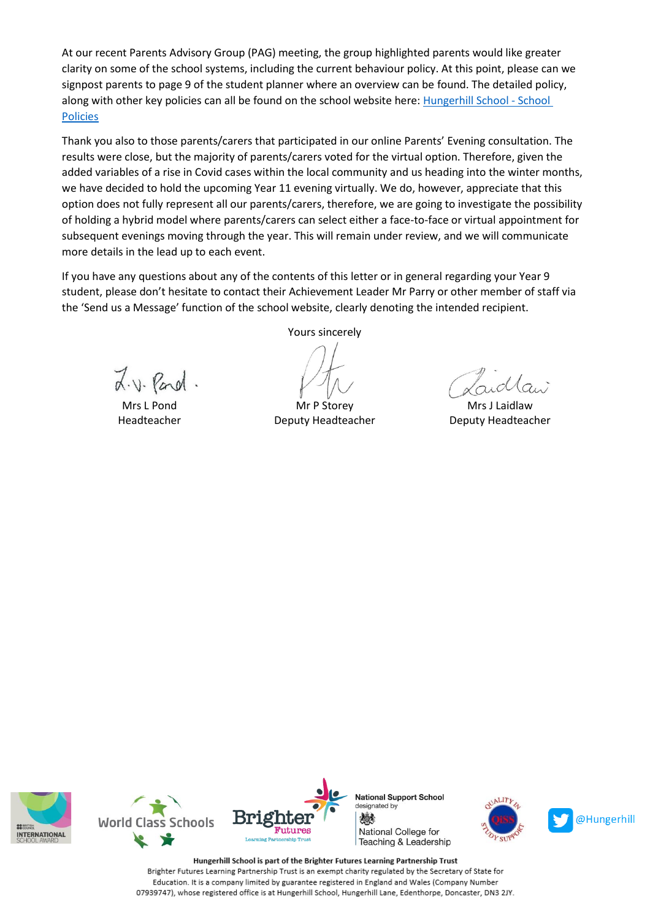At our recent Parents Advisory Group (PAG) meeting, the group highlighted parents would like greater clarity on some of the school systems, including the current behaviour policy. At this point, please can we signpost parents to page 9 of the student planner where an overview can be found. The detailed policy, along with other key policies can all be found on the school website here: Hungerhill School - School Policies

Thank you also to those parents/carers that participated in our online Parents' Evening consultation. The results were close, but the majority of parents/carers voted for the virtual option. Therefore, given the added variables of a rise in Covid cases within the local community and us heading into the winter months, we have decided to hold the upcoming Year 11 evening virtually. We do, however, appreciate that this option does not fully represent all our parents/carers, therefore, we are going to investigate the possibility of holding a hybrid model where parents/carers can select either a face-to-face or virtual appointment for subsequent evenings moving through the year. This will remain under review, and we will communicate more details in the lead up to each event.

If you have any questions about any of the contents of this letter or in general regarding your Year 9 student, please don't hesitate to contact their Achievement Leader Mr Parry or other member of staff via the 'Send us a Message' function of the school website, clearly denoting the intended recipient.

Yours sincerely

Mrs L Pond
Headteacher

Mr P Storey
Deputy Headteacher

Mrs J Laidlaw
Deputy Headteacher

**Hungerhill School is part of the Brighter Futures Learning Partnership Trust**

Brighter Futures Learning Partnership Trust is an exempt charity regulated by the Secretary of State for Education. It is a company limited by guarantee registered in England and Wales (Company Number 07939747), whose registered office is at Hungerhill School, Hungerhill Lane, Edenthorpe, Doncaster, DN3 2JY.